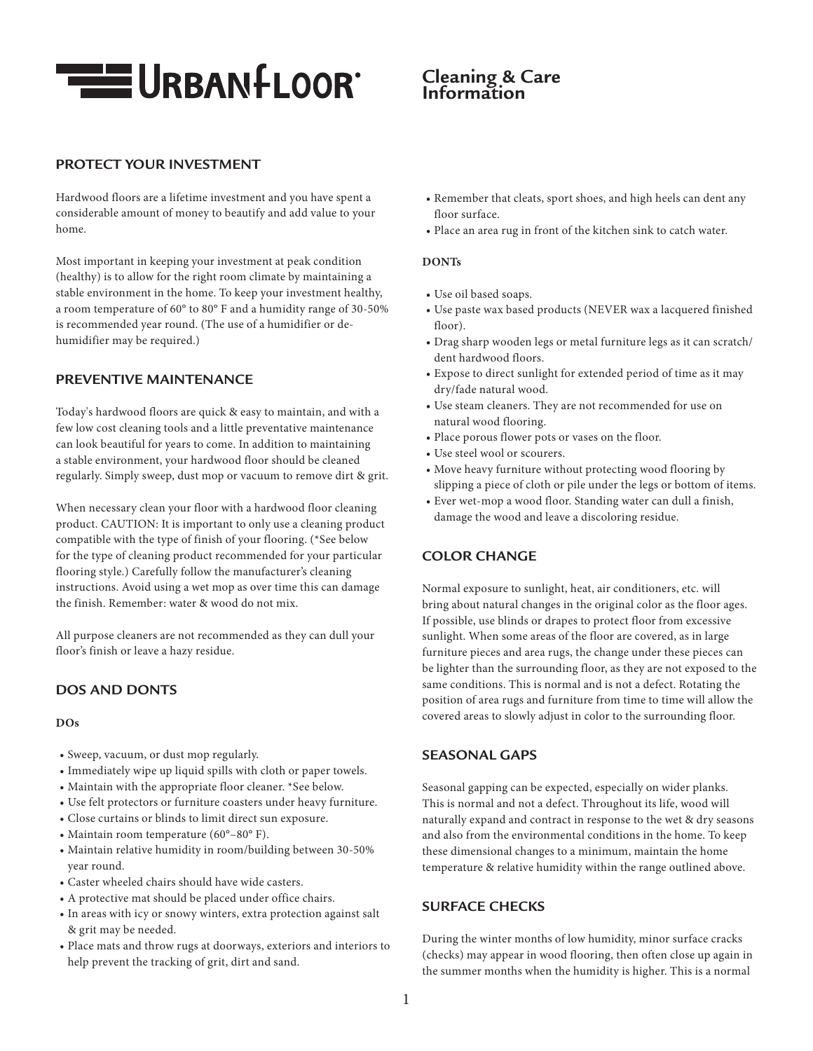# URBANFLOOR

# Cleaning & Care Information

## PROTECT YOUR INVESTMENT

Hardwood floors are a lifetime investment and you have spent a considerable amount of money to beautify and add value to your home.

Most important in keeping your investment at peak condition (healthy) is to allow for the right room climate by maintaining a stable environment in the home. To keep your investment healthy, a room temperature of 60° to 80° F and a humidity range of 30-50% is recommended year round. (The use of a humidifier or de-humidifier may be required.)

## PREVENTIVE MAINTENANCE

Today's hardwood floors are quick & easy to maintain, and with a few low cost cleaning tools and a little preventative maintenance can look beautiful for years to come. In addition to maintaining a stable environment, your hardwood floor should be cleaned regularly. Simply sweep, dust mop or vacuum to remove dirt & grit.

When necessary clean your floor with a hardwood floor cleaning product. CAUTION: It is important to only use a cleaning product compatible with the type of finish of your flooring. (*See below for the type of cleaning product recommended for your particular flooring style.) Carefully follow the manufacturer's cleaning instructions. Avoid using a wet mop as over time this can damage the finish. Remember: water & wood do not mix.

All purpose cleaners are not recommended as they can dull your floor's finish or leave a hazy residue.

## DOS AND DONTS

**DOs**

- Sweep, vacuum, or dust mop regularly.
- Immediately wipe up liquid spills with cloth or paper towels.
- Maintain with the appropriate floor cleaner. *See below.
- Use felt protectors or furniture coasters under heavy furniture.
- Close curtains or blinds to limit direct sun exposure.
- Maintain room temperature (60°–80° F).
- Maintain relative humidity in room/building between 30-50% year round.
- Caster wheeled chairs should have wide casters.
- A protective mat should be placed under office chairs.
- In areas with icy or snowy winters, extra protection against salt & grit may be needed.
- Place mats and throw rugs at doorways, exteriors and interiors to help prevent the tracking of grit, dirt and sand.
- Remember that cleats, sport shoes, and high heels can dent any floor surface.
- Place an area rug in front of the kitchen sink to catch water.

**DONTs**

- Use oil based soaps.
- Use paste wax based products (NEVER wax a lacquered finished floor).
- Drag sharp wooden legs or metal furniture legs as it can scratch/dent hardwood floors.
- Expose to direct sunlight for extended period of time as it may dry/fade natural wood.
- Use steam cleaners. They are not recommended for use on natural wood flooring.
- Place porous flower pots or vases on the floor.
- Use steel wool or scourers.
- Move heavy furniture without protecting wood flooring by slipping a piece of cloth or pile under the legs or bottom of items.
- Ever wet-mop a wood floor. Standing water can dull a finish, damage the wood and leave a discoloring residue.

## COLOR CHANGE

Normal exposure to sunlight, heat, air conditioners, etc. will bring about natural changes in the original color as the floor ages. If possible, use blinds or drapes to protect floor from excessive sunlight. When some areas of the floor are covered, as in large furniture pieces and area rugs, the change under these pieces can be lighter than the surrounding floor, as they are not exposed to the same conditions. This is normal and is not a defect. Rotating the position of area rugs and furniture from time to time will allow the covered areas to slowly adjust in color to the surrounding floor.

## SEASONAL GAPS

Seasonal gapping can be expected, especially on wider planks. This is normal and not a defect. Throughout its life, wood will naturally expand and contract in response to the wet & dry seasons and also from the environmental conditions in the home. To keep these dimensional changes to a minimum, maintain the home temperature & relative humidity within the range outlined above.

## SURFACE CHECKS

During the winter months of low humidity, minor surface cracks (checks) may appear in wood flooring, then often close up again in the summer months when the humidity is higher. This is a normal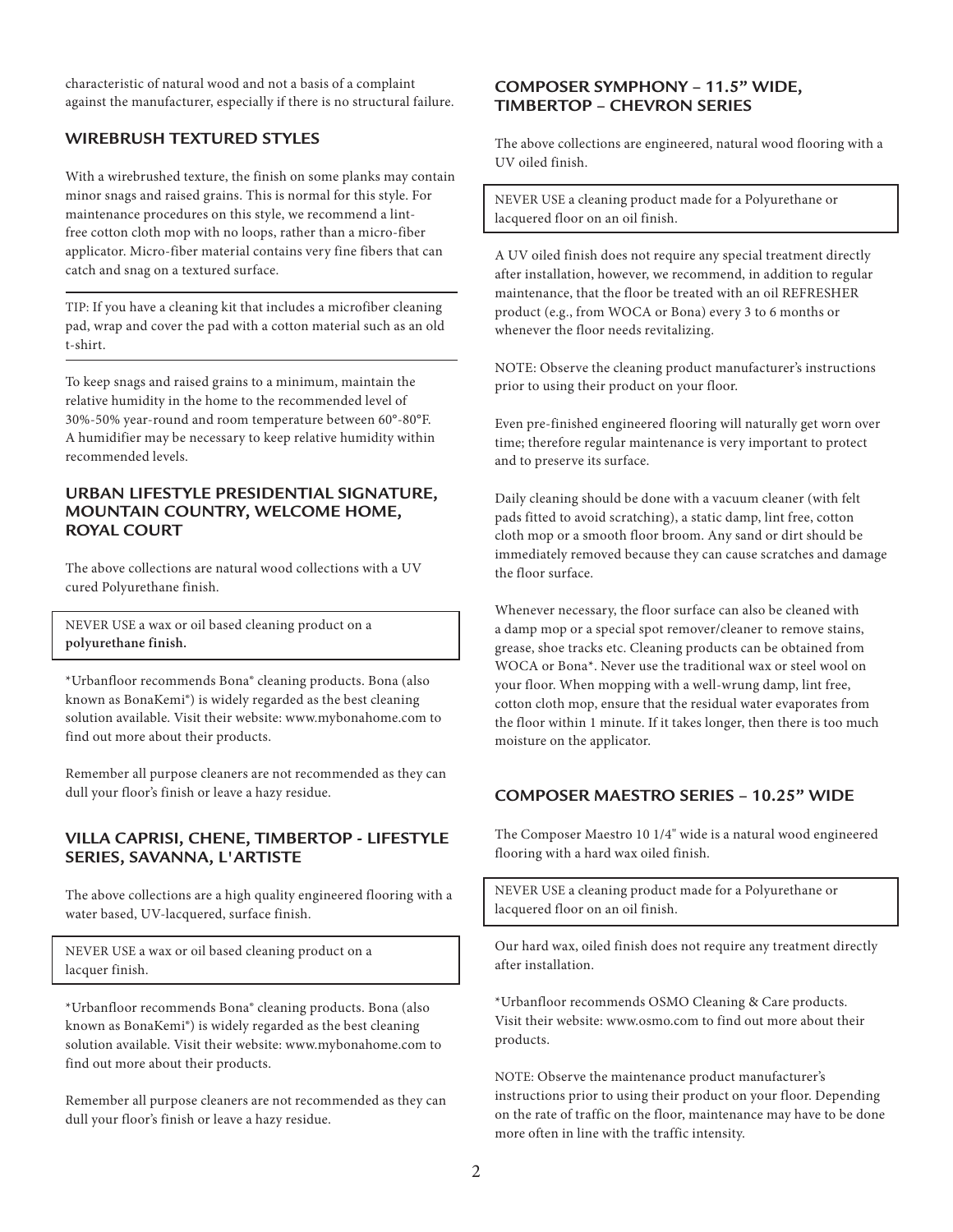characteristic of natural wood and not a basis of a complaint against the manufacturer, especially if there is no structural failure.

### WIREBRUSH TEXTURED STYLES

With a wirebrushed texture, the finish on some planks may contain minor snags and raised grains. This is normal for this style. For maintenance procedures on this style, we recommend a lint-free cotton cloth mop with no loops, rather than a micro-fiber applicator. Micro-fiber material contains very fine fibers that can catch and snag on a textured surface.

TIP: If you have a cleaning kit that includes a microfiber cleaning pad, wrap and cover the pad with a cotton material such as an old t-shirt.

To keep snags and raised grains to a minimum, maintain the relative humidity in the home to the recommended level of 30%-50% year-round and room temperature between 60°-80°F. A humidifier may be necessary to keep relative humidity within recommended levels.

### URBAN LIFESTYLE PRESIDENTIAL SIGNATURE, MOUNTAIN COUNTRY, WELCOME HOME, ROYAL COURT

The above collections are natural wood collections with a UV cured Polyurethane finish.

NEVER USE a wax or oil based cleaning product on a **polyurethane finish.**

*Urbanfloor recommends Bona® cleaning products. Bona (also known as BonaKemi®) is widely regarded as the best cleaning solution available. Visit their website: www.mybonahome.com to find out more about their products.

Remember all purpose cleaners are not recommended as they can dull your floor's finish or leave a hazy residue.

### VILLA CAPRISI, CHENE, TIMBERTOP - LIFESTYLE SERIES, SAVANNA, L'ARTISTE

The above collections are a high quality engineered flooring with a water based, UV-lacquered, surface finish.

NEVER USE a wax or oil based cleaning product on a lacquer finish.

*Urbanfloor recommends Bona® cleaning products. Bona (also known as BonaKemi®) is widely regarded as the best cleaning solution available. Visit their website: www.mybonahome.com to find out more about their products.

Remember all purpose cleaners are not recommended as they can dull your floor's finish or leave a hazy residue.

### COMPOSER SYMPHONY – 11.5" WIDE, TIMBERTOP – CHEVRON SERIES

The above collections are engineered, natural wood flooring with a UV oiled finish.

NEVER USE a cleaning product made for a Polyurethane or lacquered floor on an oil finish.

A UV oiled finish does not require any special treatment directly after installation, however, we recommend, in addition to regular maintenance, that the floor be treated with an oil REFRESHER product (e.g., from WOCA or Bona) every 3 to 6 months or whenever the floor needs revitalizing.

NOTE: Observe the cleaning product manufacturer's instructions prior to using their product on your floor.

Even pre-finished engineered flooring will naturally get worn over time; therefore regular maintenance is very important to protect and to preserve its surface.

Daily cleaning should be done with a vacuum cleaner (with felt pads fitted to avoid scratching), a static damp, lint free, cotton cloth mop or a smooth floor broom. Any sand or dirt should be immediately removed because they can cause scratches and damage the floor surface.

Whenever necessary, the floor surface can also be cleaned with a damp mop or a special spot remover/cleaner to remove stains, grease, shoe tracks etc. Cleaning products can be obtained from WOCA or Bona*. Never use the traditional wax or steel wool on your floor. When mopping with a well-wrung damp, lint free, cotton cloth mop, ensure that the residual water evaporates from the floor within 1 minute. If it takes longer, then there is too much moisture on the applicator.

### COMPOSER MAESTRO SERIES – 10.25" WIDE

The Composer Maestro 10 1/4" wide is a natural wood engineered flooring with a hard wax oiled finish.

NEVER USE a cleaning product made for a Polyurethane or lacquered floor on an oil finish.

Our hard wax, oiled finish does not require any treatment directly after installation.

*Urbanfloor recommends OSMO Cleaning & Care products. Visit their website: www.osmo.com to find out more about their products.

NOTE: Observe the maintenance product manufacturer's instructions prior to using their product on your floor. Depending on the rate of traffic on the floor, maintenance may have to be done more often in line with the traffic intensity.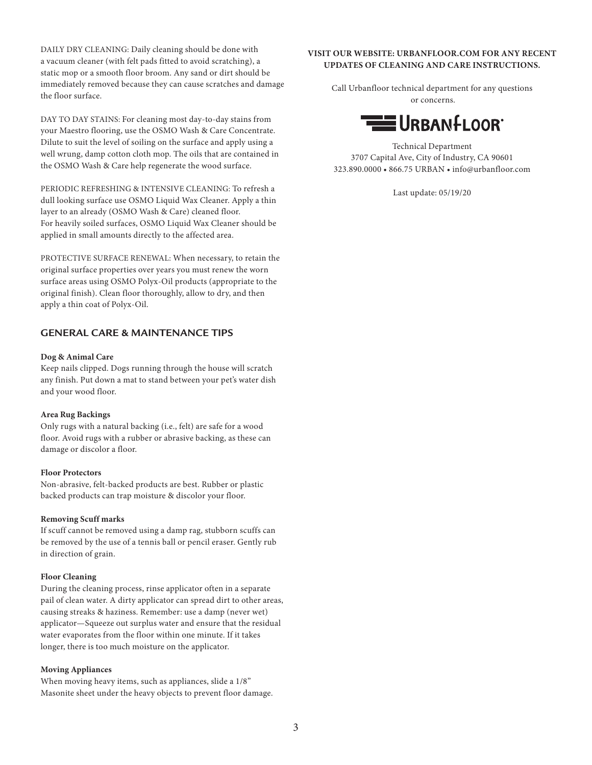DAILY DRY CLEANING: Daily cleaning should be done with a vacuum cleaner (with felt pads fitted to avoid scratching), a static mop or a smooth floor broom. Any sand or dirt should be immediately removed because they can cause scratches and damage the floor surface.

DAY TO DAY STAINS: For cleaning most day-to-day stains from your Maestro flooring, use the OSMO Wash & Care Concentrate. Dilute to suit the level of soiling on the surface and apply using a well wrung, damp cotton cloth mop. The oils that are contained in the OSMO Wash & Care help regenerate the wood surface.

PERIODIC REFRESHING & INTENSIVE CLEANING: To refresh a dull looking surface use OSMO Liquid Wax Cleaner. Apply a thin layer to an already (OSMO Wash & Care) cleaned floor.
For heavily soiled surfaces, OSMO Liquid Wax Cleaner should be applied in small amounts directly to the affected area.

PROTECTIVE SURFACE RENEWAL: When necessary, to retain the original surface properties over years you must renew the worn surface areas using OSMO Polyx-Oil products (appropriate to the original finish). Clean floor thoroughly, allow to dry, and then apply a thin coat of Polyx-Oil.

## GENERAL CARE & MAINTENANCE TIPS

**Dog & Animal Care**
Keep nails clipped. Dogs running through the house will scratch any finish. Put down a mat to stand between your pet's water dish and your wood floor.

**Area Rug Backings**
Only rugs with a natural backing (i.e., felt) are safe for a wood floor. Avoid rugs with a rubber or abrasive backing, as these can damage or discolor a floor.

**Floor Protectors**
Non-abrasive, felt-backed products are best. Rubber or plastic backed products can trap moisture & discolor your floor.

**Removing Scuff marks**
If scuff cannot be removed using a damp rag, stubborn scuffs can be removed by the use of a tennis ball or pencil eraser. Gently rub in direction of grain.

**Floor Cleaning**
During the cleaning process, rinse applicator often in a separate pail of clean water. A dirty applicator can spread dirt to other areas, causing streaks & haziness. Remember: use a damp (never wet) applicator—Squeeze out surplus water and ensure that the residual water evaporates from the floor within one minute. If it takes longer, there is too much moisture on the applicator.

**Moving Appliances**
When moving heavy items, such as appliances, slide a 1/8" Masonite sheet under the heavy objects to prevent floor damage.

**VISIT OUR WEBSITE: URBANFLOOR.COM FOR ANY RECENT UPDATES OF CLEANING AND CARE INSTRUCTIONS.**

Call Urbanfloor technical department for any questions or concerns.

URBANFLOOR

Technical Department
3707 Capital Ave, City of Industry, CA 90601
323.890.0000 • 866.75 URBAN • info@urbanfloor.com

Last update: 05/19/20